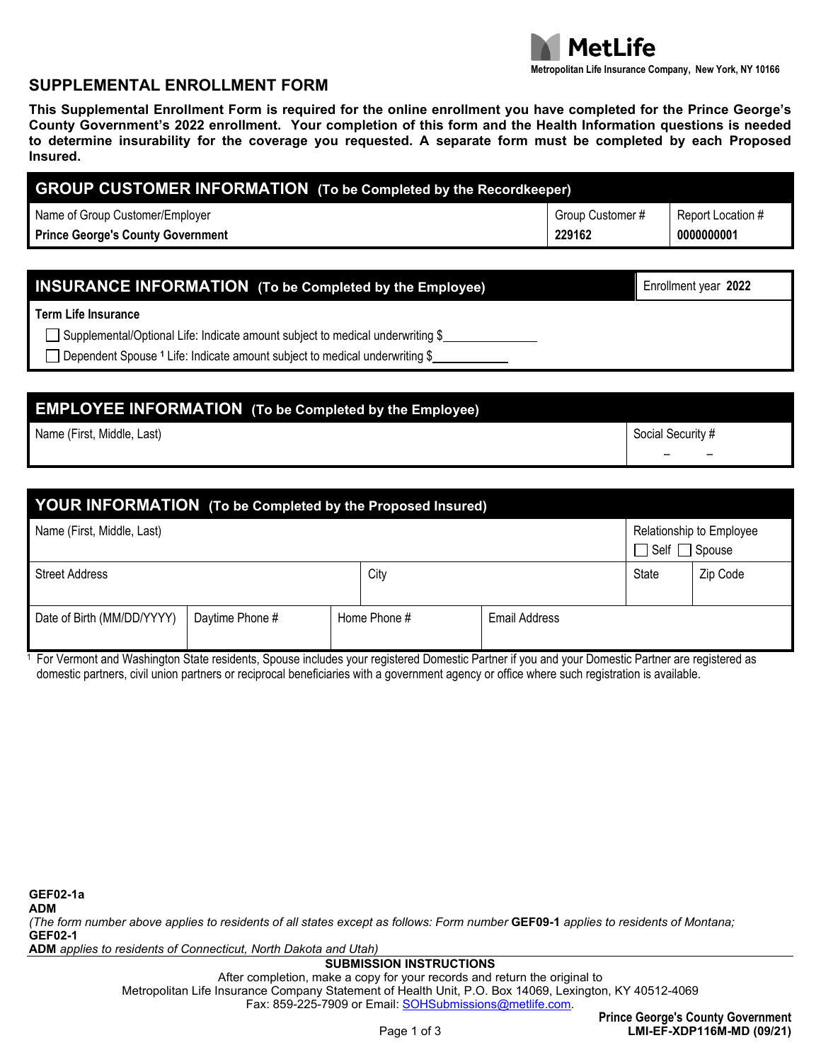**MetLife**
Metropolitan Life Insurance Company, New York, NY 10166

# SUPPLEMENTAL ENROLLMENT FORM

**This Supplemental Enrollment Form is required for the online enrollment you have completed for the Prince George's County Government's 2022 enrollment. Your completion of this form and the Health Information questions is needed to determine insurability for the coverage you requested. A separate form must be completed by each Proposed Insured.**

## GROUP CUSTOMER INFORMATION (To be Completed by the Recordkeeper)

| Name of Group Customer/Employer | Group Customer # | Report Location # |
|---|---|---|
| **Prince George's County Government** | **229162** | **0000000001** |

## INSURANCE INFORMATION (To be Completed by the Employee)

Enrollment year **2022**

**Term Life Insurance**

- ☐ Supplemental/Optional Life: Indicate amount subject to medical underwriting $______________
- ☐ Dependent Spouse [1] Life: Indicate amount subject to medical underwriting $___________

## EMPLOYEE INFORMATION (To be Completed by the Employee)

| Name (First, Middle, Last) | Social Security # |
|---|---|
| | – – |

## YOUR INFORMATION (To be Completed by the Proposed Insured)

| Name (First, Middle, Last) | | | | Relationship to Employee ☐ Self ☐ Spouse | |
|---|---|---|---|---|---|
| Street Address | | City | | State | Zip Code |
| Date of Birth (MM/DD/YYYY) | Daytime Phone # | Home Phone # | Email Address | | |

[1] For Vermont and Washington State residents, Spouse includes your registered Domestic Partner if you and your Domestic Partner are registered as domestic partners, civil union partners or reciprocal beneficiaries with a government agency or office where such registration is available.

**GEF02-1a**
**ADM**
*(The form number above applies to residents of all states except as follows: Form number* **GEF09-1** *applies to residents of Montana;*
**GEF02-1**
**ADM** *applies to residents of Connecticut, North Dakota and Utah)*

**SUBMISSION INSTRUCTIONS**

After completion, make a copy for your records and return the original to
Metropolitan Life Insurance Company Statement of Health Unit, P.O. Box 14069, Lexington, KY 40512-4069
Fax: 859-225-7909 or Email: SOHSubmissions@metlife.com.

**Prince George's County Government**
**LMI-EF-XDP116M-MD (09/21)**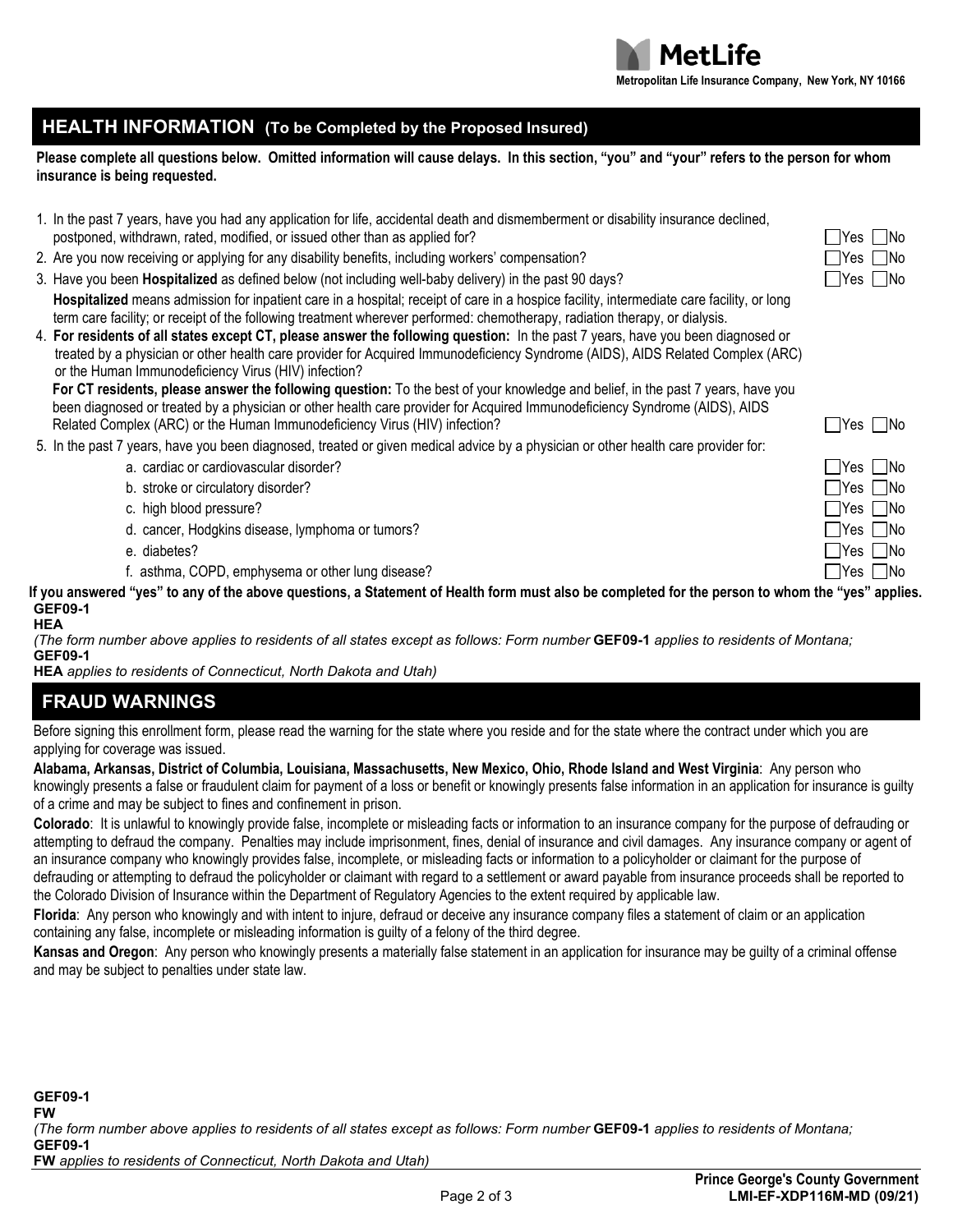**MetLife**

**Metropolitan Life Insurance Company, New York, NY 10166**

## HEALTH INFORMATION (To be Completed by the Proposed Insured)

**Please complete all questions below. Omitted information will cause delays. In this section, "you" and "your" refers to the person for whom insurance is being requested.**

1. In the past 7 years, have you had any application for life, accidental death and dismemberment or disability insurance declined, postponed, withdrawn, rated, modified, or issued other than as applied for? ☐ Yes ☐ No
2. Are you now receiving or applying for any disability benefits, including workers' compensation? ☐ Yes ☐ No
3. Have you been **Hospitalized** as defined below (not including well-baby delivery) in the past 90 days? ☐ Yes ☐ No

   **Hospitalized** means admission for inpatient care in a hospital; receipt of care in a hospice facility, intermediate care facility, or long term care facility; or receipt of the following treatment wherever performed: chemotherapy, radiation therapy, or dialysis.
4. **For residents of all states except CT, please answer the following question:** In the past 7 years, have you been diagnosed or treated by a physician or other health care provider for Acquired Immunodeficiency Syndrome (AIDS), AIDS Related Complex (ARC) or the Human Immunodeficiency Virus (HIV) infection?

   **For CT residents, please answer the following question:** To the best of your knowledge and belief, in the past 7 years, have you been diagnosed or treated by a physician or other health care provider for Acquired Immunodeficiency Syndrome (AIDS), AIDS Related Complex (ARC) or the Human Immunodeficiency Virus (HIV) infection? ☐ Yes ☐ No
5. In the past 7 years, have you been diagnosed, treated or given medical advice by a physician or other health care provider for:
   - a. cardiac or cardiovascular disorder? ☐ Yes ☐ No
   - b. stroke or circulatory disorder? ☐ Yes ☐ No
   - c. high blood pressure? ☐ Yes ☐ No
   - d. cancer, Hodgkins disease, lymphoma or tumors? ☐ Yes ☐ No
   - e. diabetes? ☐ Yes ☐ No
   - f. asthma, COPD, emphysema or other lung disease? ☐ Yes ☐ No

**If you answered "yes" to any of the above questions, a Statement of Health form must also be completed for the person to whom the "yes" applies.**

**GEF09-1**
**HEA**

*(The form number above applies to residents of all states except as follows: Form number* **GEF09-1** *applies to residents of Montana;* **GEF09-1**
**HEA** *applies to residents of Connecticut, North Dakota and Utah)*

## FRAUD WARNINGS

Before signing this enrollment form, please read the warning for the state where you reside and for the state where the contract under which you are applying for coverage was issued.

**Alabama, Arkansas, District of Columbia, Louisiana, Massachusetts, New Mexico, Ohio, Rhode Island and West Virginia**: Any person who knowingly presents a false or fraudulent claim for payment of a loss or benefit or knowingly presents false information in an application for insurance is guilty of a crime and may be subject to fines and confinement in prison.

**Colorado**: It is unlawful to knowingly provide false, incomplete or misleading facts or information to an insurance company for the purpose of defrauding or attempting to defraud the company. Penalties may include imprisonment, fines, denial of insurance and civil damages. Any insurance company or agent of an insurance company who knowingly provides false, incomplete, or misleading facts or information to a policyholder or claimant for the purpose of defrauding or attempting to defraud the policyholder or claimant with regard to a settlement or award payable from insurance proceeds shall be reported to the Colorado Division of Insurance within the Department of Regulatory Agencies to the extent required by applicable law.

**Florida**: Any person who knowingly and with intent to injure, defraud or deceive any insurance company files a statement of claim or an application containing any false, incomplete or misleading information is guilty of a felony of the third degree.

**Kansas and Oregon**: Any person who knowingly presents a materially false statement in an application for insurance may be guilty of a criminal offense and may be subject to penalties under state law.

**GEF09-1**
**FW**

*(The form number above applies to residents of all states except as follows: Form number* **GEF09-1** *applies to residents of Montana;* **GEF09-1**
**FW** *applies to residents of Connecticut, North Dakota and Utah)*

**Prince George's County Government**
**LMI-EF-XDP116M-MD (09/21)**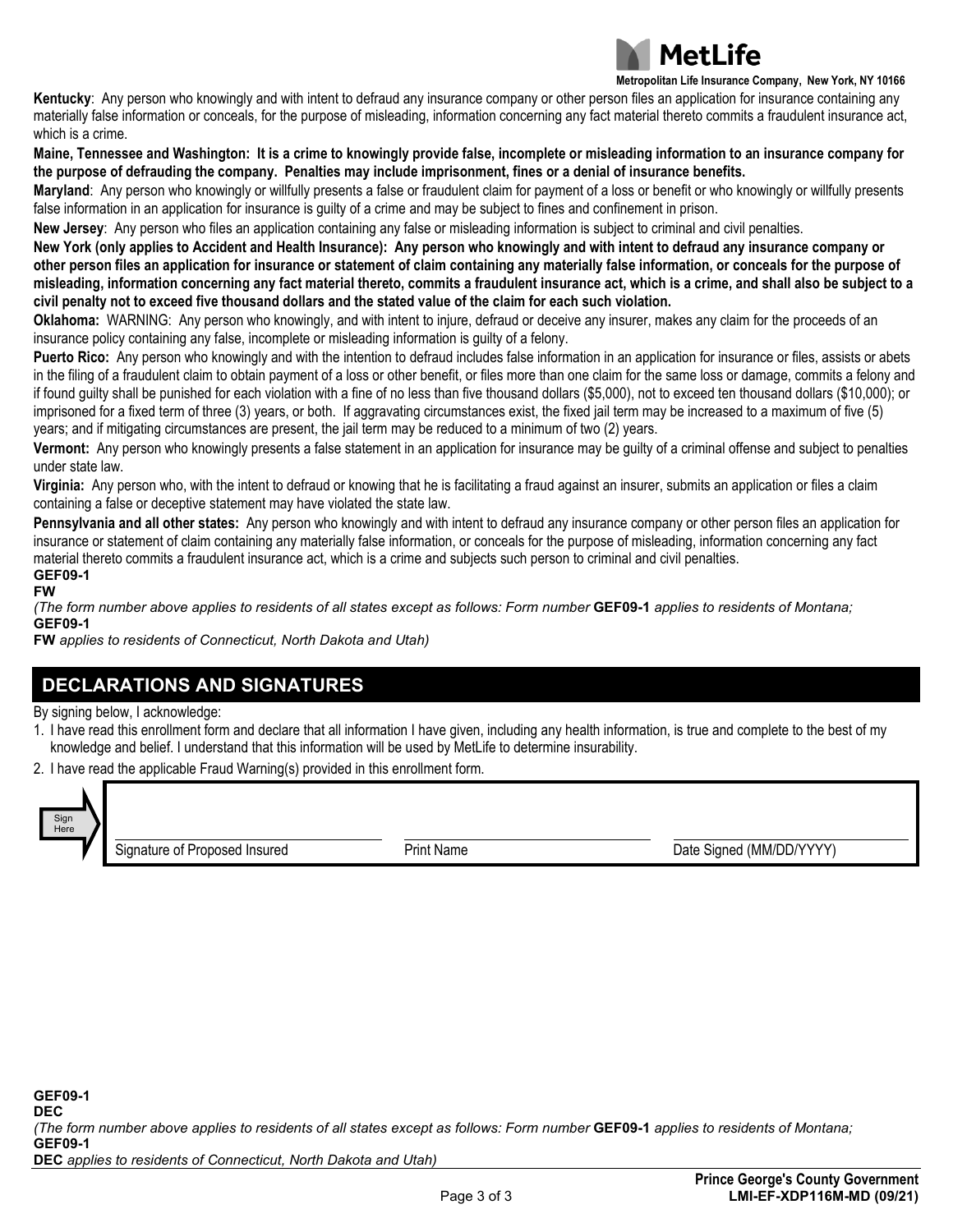**Kentucky**: Any person who knowingly and with intent to defraud any insurance company or other person files an application for insurance containing any materially false information or conceals, for the purpose of misleading, information concerning any fact material thereto commits a fraudulent insurance act, which is a crime.

**Maine, Tennessee and Washington: It is a crime to knowingly provide false, incomplete or misleading information to an insurance company for the purpose of defrauding the company. Penalties may include imprisonment, fines or a denial of insurance benefits.**

**Maryland**: Any person who knowingly or willfully presents a false or fraudulent claim for payment of a loss or benefit or who knowingly or willfully presents false information in an application for insurance is guilty of a crime and may be subject to fines and confinement in prison.

**New Jersey**: Any person who files an application containing any false or misleading information is subject to criminal and civil penalties.

**New York (only applies to Accident and Health Insurance): Any person who knowingly and with intent to defraud any insurance company or other person files an application for insurance or statement of claim containing any materially false information, or conceals for the purpose of misleading, information concerning any fact material thereto, commits a fraudulent insurance act, which is a crime, and shall also be subject to a civil penalty not to exceed five thousand dollars and the stated value of the claim for each such violation.**

**Oklahoma:** WARNING: Any person who knowingly, and with intent to injure, defraud or deceive any insurer, makes any claim for the proceeds of an insurance policy containing any false, incomplete or misleading information is guilty of a felony.

**Puerto Rico:** Any person who knowingly and with the intention to defraud includes false information in an application for insurance or files, assists or abets in the filing of a fraudulent claim to obtain payment of a loss or other benefit, or files more than one claim for the same loss or damage, commits a felony and if found guilty shall be punished for each violation with a fine of no less than five thousand dollars ($5,000), not to exceed ten thousand dollars ($10,000); or imprisoned for a fixed term of three (3) years, or both. If aggravating circumstances exist, the fixed jail term may be increased to a maximum of five (5) years; and if mitigating circumstances are present, the jail term may be reduced to a minimum of two (2) years.

**Vermont:** Any person who knowingly presents a false statement in an application for insurance may be guilty of a criminal offense and subject to penalties under state law.

**Virginia:** Any person who, with the intent to defraud or knowing that he is facilitating a fraud against an insurer, submits an application or files a claim containing a false or deceptive statement may have violated the state law.

**Pennsylvania and all other states:** Any person who knowingly and with intent to defraud any insurance company or other person files an application for insurance or statement of claim containing any materially false information, or conceals for the purpose of misleading, information concerning any fact material thereto commits a fraudulent insurance act, which is a crime and subjects such person to criminal and civil penalties.

**GEF09-1**
**FW**

*(The form number above applies to residents of all states except as follows: Form number* **GEF09-1** *applies to residents of Montana;* **GEF09-1** **FW** *applies to residents of Connecticut, North Dakota and Utah)*

## DECLARATIONS AND SIGNATURES

By signing below, I acknowledge:

1. I have read this enrollment form and declare that all information I have given, including any health information, is true and complete to the best of my knowledge and belief. I understand that this information will be used by MetLife to determine insurability.
2. I have read the applicable Fraud Warning(s) provided in this enrollment form.

Sign Here

| Signature of Proposed Insured | Print Name | Date Signed (MM/DD/YYYY) |
|---|---|---|
| | | |

**GEF09-1**
**DEC**

*(The form number above applies to residents of all states except as follows: Form number* **GEF09-1** *applies to residents of Montana;* **GEF09-1** **DEC** *applies to residents of Connecticut, North Dakota and Utah)*

**Prince George's County Government**
**LMI-EF-XDP116M-MD (09/21)**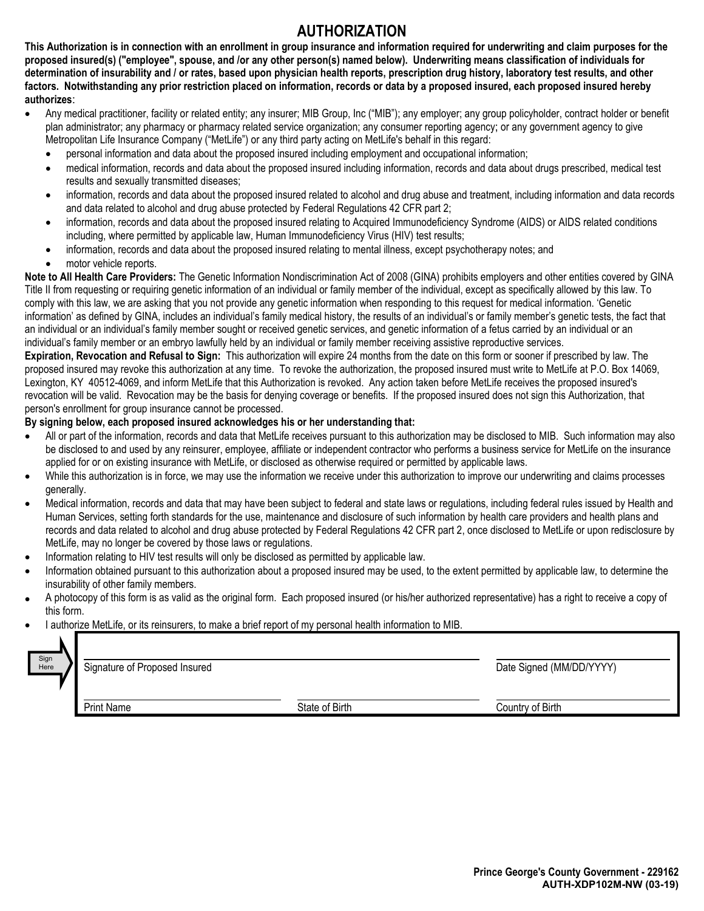# AUTHORIZATION

**This Authorization is in connection with an enrollment in group insurance and information required for underwriting and claim purposes for the proposed insured(s) ("employee", spouse, and /or any other person(s) named below). Underwriting means classification of individuals for determination of insurability and / or rates, based upon physician health reports, prescription drug history, laboratory test results, and other factors. Notwithstanding any prior restriction placed on information, records or data by a proposed insured, each proposed insured hereby authorizes**:

- Any medical practitioner, facility or related entity; any insurer; MIB Group, Inc ("MIB"); any employer; any group policyholder, contract holder or benefit plan administrator; any pharmacy or pharmacy related service organization; any consumer reporting agency; or any government agency to give Metropolitan Life Insurance Company ("MetLife") or any third party acting on MetLife's behalf in this regard:
  - personal information and data about the proposed insured including employment and occupational information;
  - medical information, records and data about the proposed insured including information, records and data about drugs prescribed, medical test results and sexually transmitted diseases;
  - information, records and data about the proposed insured related to alcohol and drug abuse and treatment, including information and data records and data related to alcohol and drug abuse protected by Federal Regulations 42 CFR part 2;
  - information, records and data about the proposed insured relating to Acquired Immunodeficiency Syndrome (AIDS) or AIDS related conditions including, where permitted by applicable law, Human Immunodeficiency Virus (HIV) test results;
  - information, records and data about the proposed insured relating to mental illness, except psychotherapy notes; and
  - motor vehicle reports.

**Note to All Health Care Providers:** The Genetic Information Nondiscrimination Act of 2008 (GINA) prohibits employers and other entities covered by GINA Title II from requesting or requiring genetic information of an individual or family member of the individual, except as specifically allowed by this law. To comply with this law, we are asking that you not provide any genetic information when responding to this request for medical information. 'Genetic information' as defined by GINA, includes an individual's family medical history, the results of an individual's or family member's genetic tests, the fact that an individual or an individual's family member sought or received genetic services, and genetic information of a fetus carried by an individual or an individual's family member or an embryo lawfully held by an individual or family member receiving assistive reproductive services.

**Expiration, Revocation and Refusal to Sign:** This authorization will expire 24 months from the date on this form or sooner if prescribed by law. The proposed insured may revoke this authorization at any time. To revoke the authorization, the proposed insured must write to MetLife at P.O. Box 14069, Lexington, KY 40512-4069, and inform MetLife that this Authorization is revoked. Any action taken before MetLife receives the proposed insured's revocation will be valid. Revocation may be the basis for denying coverage or benefits. If the proposed insured does not sign this Authorization, that person's enrollment for group insurance cannot be processed.

**By signing below, each proposed insured acknowledges his or her understanding that:**

- All or part of the information, records and data that MetLife receives pursuant to this authorization may be disclosed to MIB. Such information may also be disclosed to and used by any reinsurer, employee, affiliate or independent contractor who performs a business service for MetLife on the insurance applied for or on existing insurance with MetLife, or disclosed as otherwise required or permitted by applicable laws.
- While this authorization is in force, we may use the information we receive under this authorization to improve our underwriting and claims processes generally.
- Medical information, records and data that may have been subject to federal and state laws or regulations, including federal rules issued by Health and Human Services, setting forth standards for the use, maintenance and disclosure of such information by health care providers and health plans and records and data related to alcohol and drug abuse protected by Federal Regulations 42 CFR part 2, once disclosed to MetLife or upon redisclosure by MetLife, may no longer be covered by those laws or regulations.
- Information relating to HIV test results will only be disclosed as permitted by applicable law.
- Information obtained pursuant to this authorization about a proposed insured may be used, to the extent permitted by applicable law, to determine the insurability of other family members.
- A photocopy of this form is as valid as the original form. Each proposed insured (or his/her authorized representative) has a right to receive a copy of this form.
- I authorize MetLife, or its reinsurers, to make a brief report of my personal health information to MIB.

Sign Here

Signature of Proposed Insured ______________________ Date Signed (MM/DD/YYYY) ______________

Print Name ______________ State of Birth ______________ Country of Birth ______________

**Prince George's County Government - 229162**
**AUTH-XDP102M-NW (03-19)**